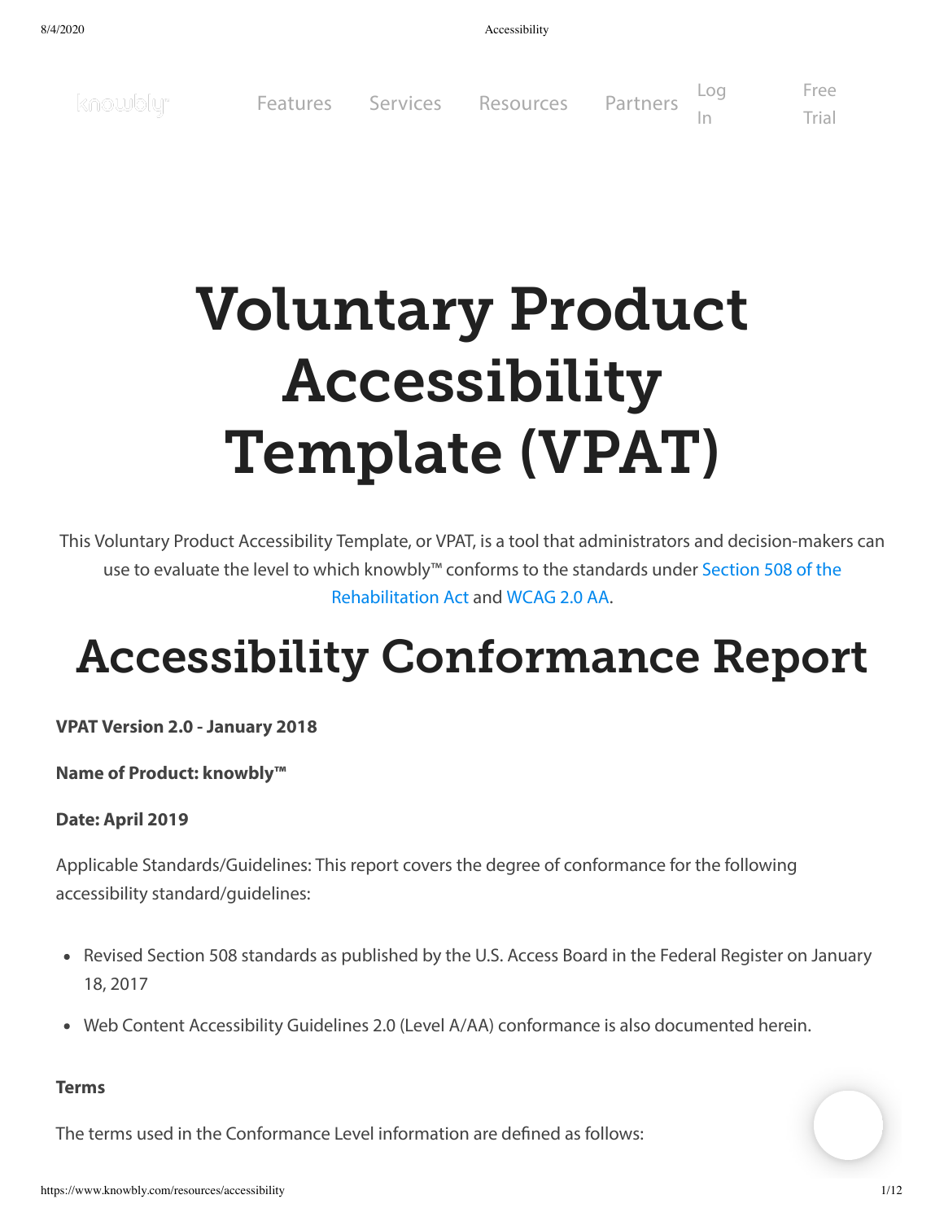knowbly™ Features Services Resources Partners Log In Free Trial

# Voluntary Product Accessibility Template (VPAT)

This Voluntary Product Accessibility Template, or VPAT, is a tool that administrators and decision-makers can use to evaluate the level to which knowbly™ conforms to the standards under Section 508 of the Rehabilitation Act and WCAG 2.0 AA.

# Accessibility Conformance Report

**VPAT Version 2.0 - January 2018**

**Name of Product: knowbly™**

**Date: April 2019**

Applicable Standards/Guidelines: This report covers the degree of conformance for the following accessibility standard/guidelines:

- Revised Section 508 standards as published by the U.S. Access Board in the Federal Register on January 18, 2017
- Web Content Accessibility Guidelines 2.0 (Level A/AA) conformance is also documented herein.

**Terms**

The terms used in the Conformance Level information are defined as follows: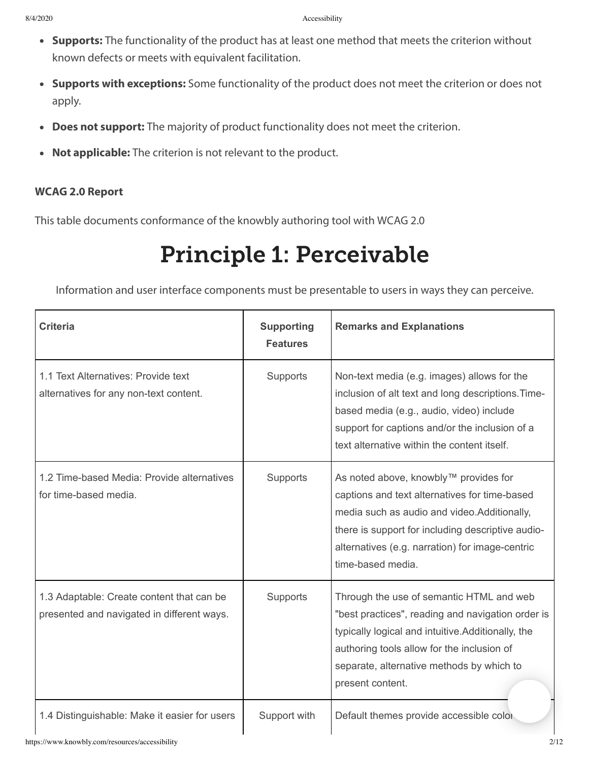- **Supports:** The functionality of the product has at least one method that meets the criterion without known defects or meets with equivalent facilitation.
- **Supports with exceptions:** Some functionality of the product does not meet the criterion or does not apply.
- **Does not support:** The majority of product functionality does not meet the criterion.
- **Not applicable:** The criterion is not relevant to the product.

**WCAG 2.0 Report**

This table documents conformance of the knowbly authoring tool with WCAG 2.0

# Principle 1: Perceivable

Information and user interface components must be presentable to users in ways they can perceive.

| Criteria | Supporting Features | Remarks and Explanations |
| --- | --- | --- |
| 1.1 Text Alternatives: Provide text alternatives for any non-text content. | Supports | Non-text media (e.g. images) allows for the inclusion of alt text and long descriptions.Time-based media (e.g., audio, video) include support for captions and/or the inclusion of a text alternative within the content itself. |
| 1.2 Time-based Media: Provide alternatives for time-based media. | Supports | As noted above, knowbly™ provides for captions and text alternatives for time-based media such as audio and video.Additionally, there is support for including descriptive audio-alternatives (e.g. narration) for image-centric time-based media. |
| 1.3 Adaptable: Create content that can be presented and navigated in different ways. | Supports | Through the use of semantic HTML and web "best practices", reading and navigation order is typically logical and intuitive.Additionally, the authoring tools allow for the inclusion of separate, alternative methods by which to present content. |
| 1.4 Distinguishable: Make it easier for users | Support with | Default themes provide accessible color |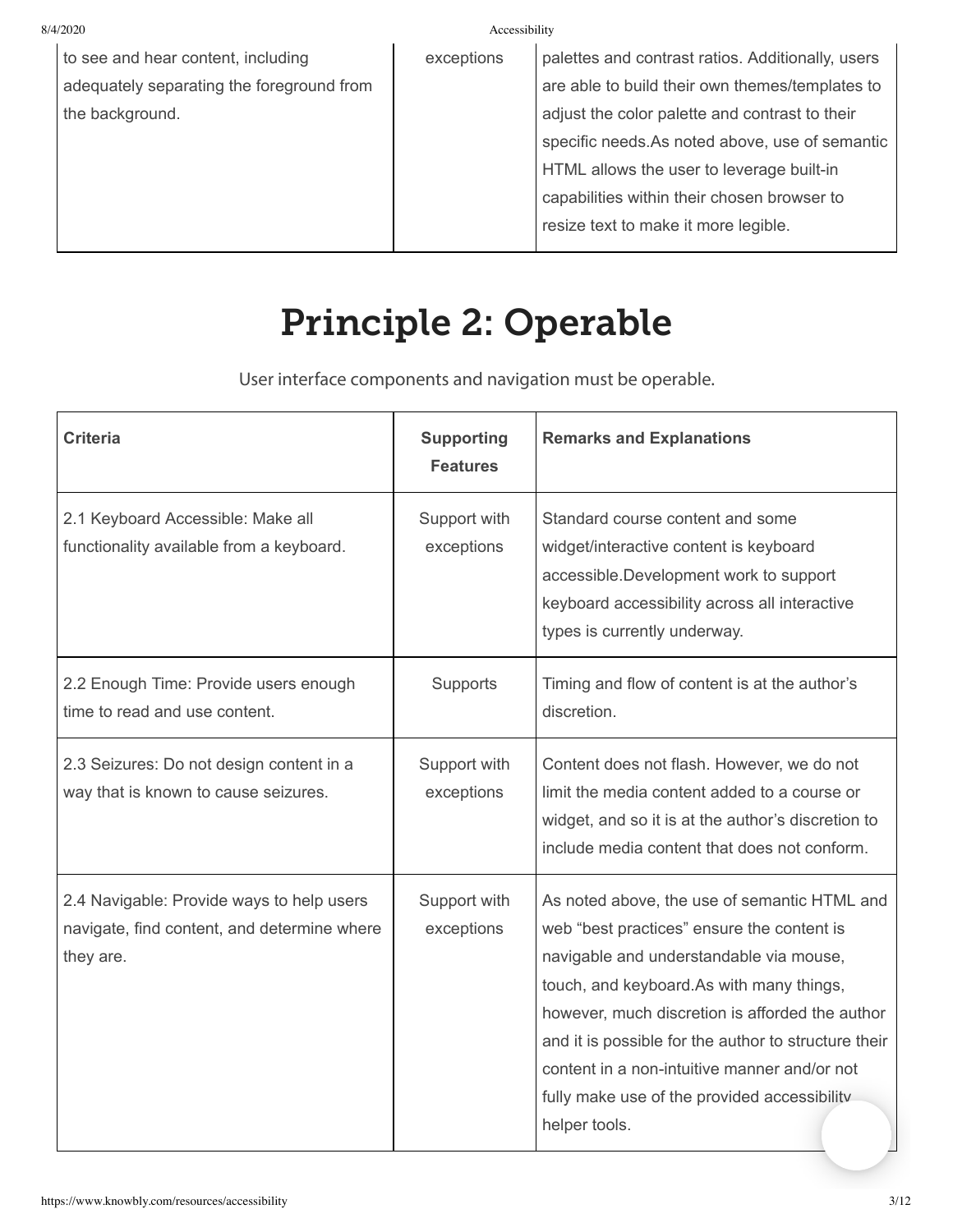| | | |
|---|---|---|
| to see and hear content, including adequately separating the foreground from the background. | exceptions | palettes and contrast ratios. Additionally, users are able to build their own themes/templates to adjust the color palette and contrast to their specific needs.As noted above, use of semantic HTML allows the user to leverage built-in capabilities within their chosen browser to resize text to make it more legible. |

# Principle 2: Operable

User interface components and navigation must be operable.

| **Criteria** | **Supporting Features** | **Remarks and Explanations** |
|---|---|---|
| 2.1 Keyboard Accessible: Make all functionality available from a keyboard. | Support with exceptions | Standard course content and some widget/interactive content is keyboard accessible.Development work to support keyboard accessibility across all interactive types is currently underway. |
| 2.2 Enough Time: Provide users enough time to read and use content. | Supports | Timing and flow of content is at the author's discretion. |
| 2.3 Seizures: Do not design content in a way that is known to cause seizures. | Support with exceptions | Content does not flash. However, we do not limit the media content added to a course or widget, and so it is at the author's discretion to include media content that does not conform. |
| 2.4 Navigable: Provide ways to help users navigate, find content, and determine where they are. | Support with exceptions | As noted above, the use of semantic HTML and web "best practices" ensure the content is navigable and understandable via mouse, touch, and keyboard.As with many things, however, much discretion is afforded the author and it is possible for the author to structure their content in a non-intuitive manner and/or not fully make use of the provided accessibility helper tools. |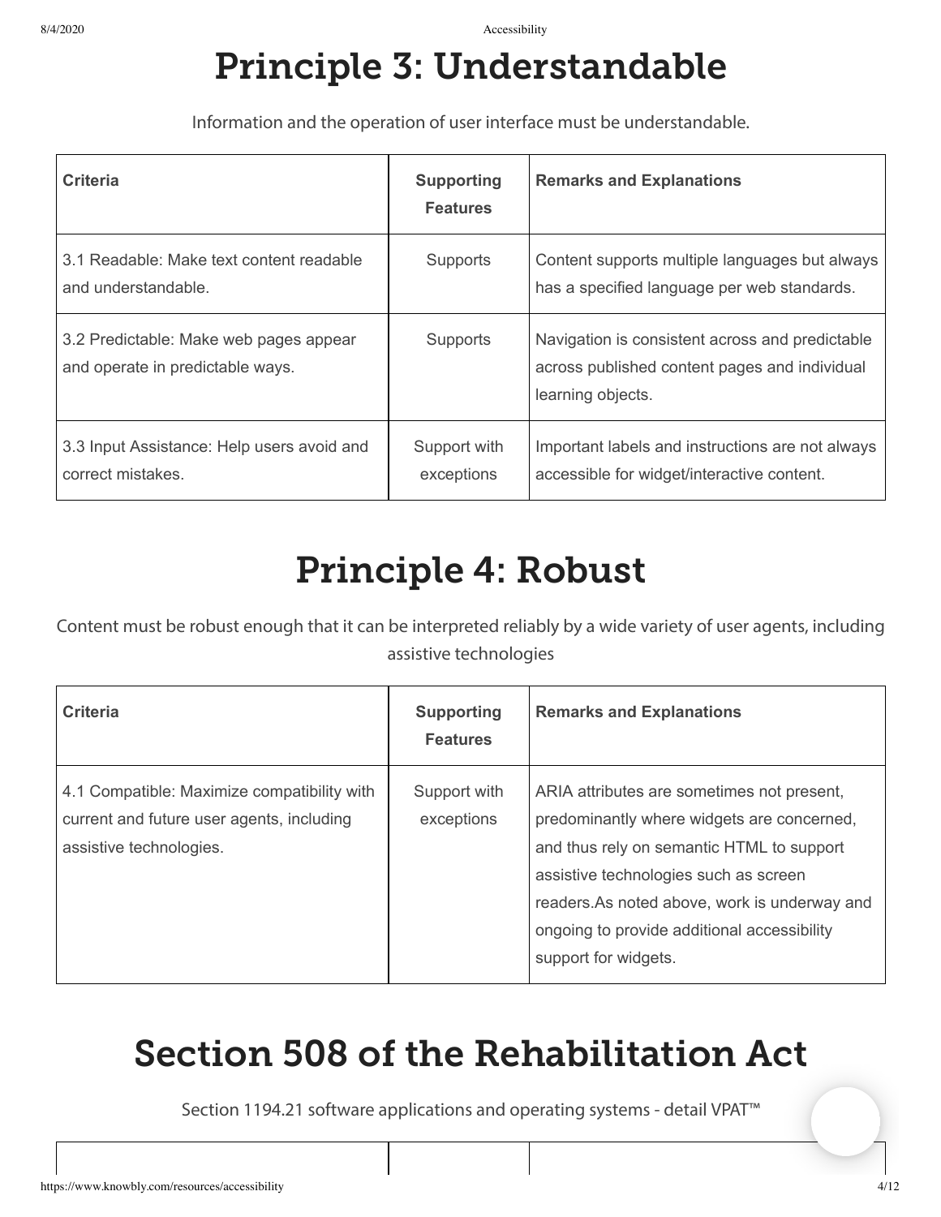# Principle 3: Understandable

Information and the operation of user interface must be understandable.

| Criteria | Supporting Features | Remarks and Explanations |
|---|---|---|
| 3.1 Readable: Make text content readable and understandable. | Supports | Content supports multiple languages but always has a specified language per web standards. |
| 3.2 Predictable: Make web pages appear and operate in predictable ways. | Supports | Navigation is consistent across and predictable across published content pages and individual learning objects. |
| 3.3 Input Assistance: Help users avoid and correct mistakes. | Support with exceptions | Important labels and instructions are not always accessible for widget/interactive content. |

# Principle 4: Robust

Content must be robust enough that it can be interpreted reliably by a wide variety of user agents, including assistive technologies

| Criteria | Supporting Features | Remarks and Explanations |
|---|---|---|
| 4.1 Compatible: Maximize compatibility with current and future user agents, including assistive technologies. | Support with exceptions | ARIA attributes are sometimes not present, predominantly where widgets are concerned, and thus rely on semantic HTML to support assistive technologies such as screen readers.As noted above, work is underway and ongoing to provide additional accessibility support for widgets. |

# Section 508 of the Rehabilitation Act

Section 1194.21 software applications and operating systems - detail VPAT™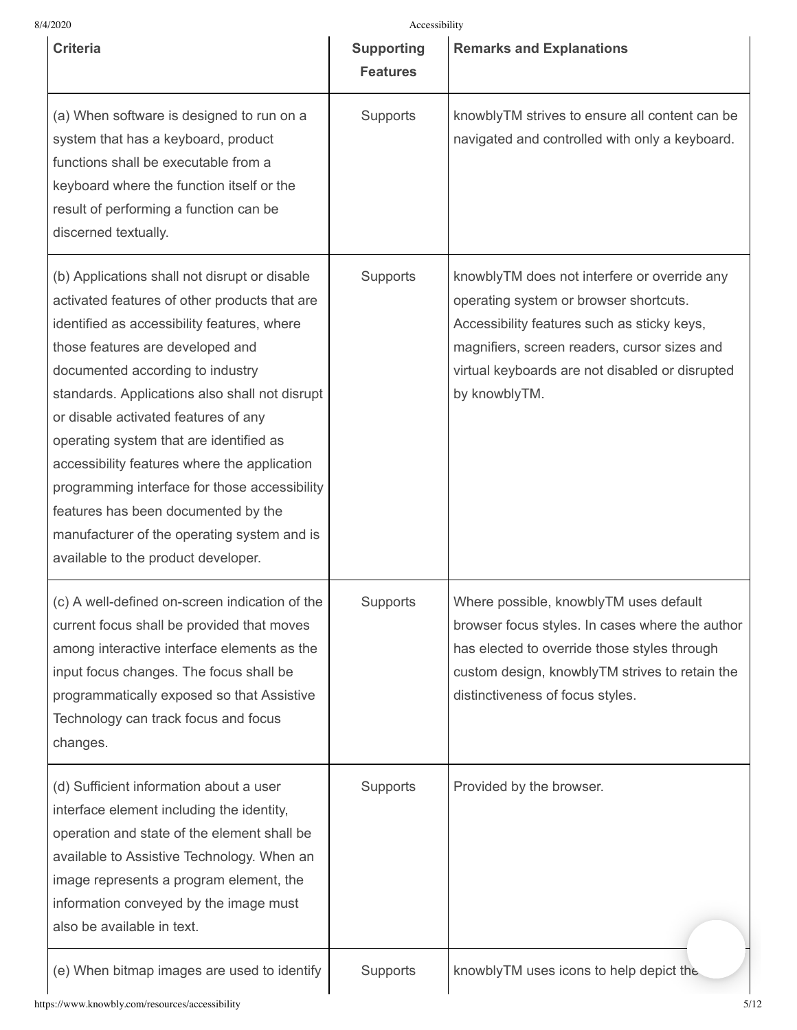| Criteria | Supporting Features | Remarks and Explanations |
| --- | --- | --- |
| (a) When software is designed to run on a system that has a keyboard, product functions shall be executable from a keyboard where the function itself or the result of performing a function can be discerned textually. | Supports | knowblyTM strives to ensure all content can be navigated and controlled with only a keyboard. |
| (b) Applications shall not disrupt or disable activated features of other products that are identified as accessibility features, where those features are developed and documented according to industry standards. Applications also shall not disrupt or disable activated features of any operating system that are identified as accessibility features where the application programming interface for those accessibility features has been documented by the manufacturer of the operating system and is available to the product developer. | Supports | knowblyTM does not interfere or override any operating system or browser shortcuts. Accessibility features such as sticky keys, magnifiers, screen readers, cursor sizes and virtual keyboards are not disabled or disrupted by knowblyTM. |
| (c) A well-defined on-screen indication of the current focus shall be provided that moves among interactive interface elements as the input focus changes. The focus shall be programmatically exposed so that Assistive Technology can track focus and focus changes. | Supports | Where possible, knowblyTM uses default browser focus styles. In cases where the author has elected to override those styles through custom design, knowblyTM strives to retain the distinctiveness of focus styles. |
| (d) Sufficient information about a user interface element including the identity, operation and state of the element shall be available to Assistive Technology. When an image represents a program element, the information conveyed by the image must also be available in text. | Supports | Provided by the browser. |
| (e) When bitmap images are used to identify | Supports | knowblyTM uses icons to help depict the |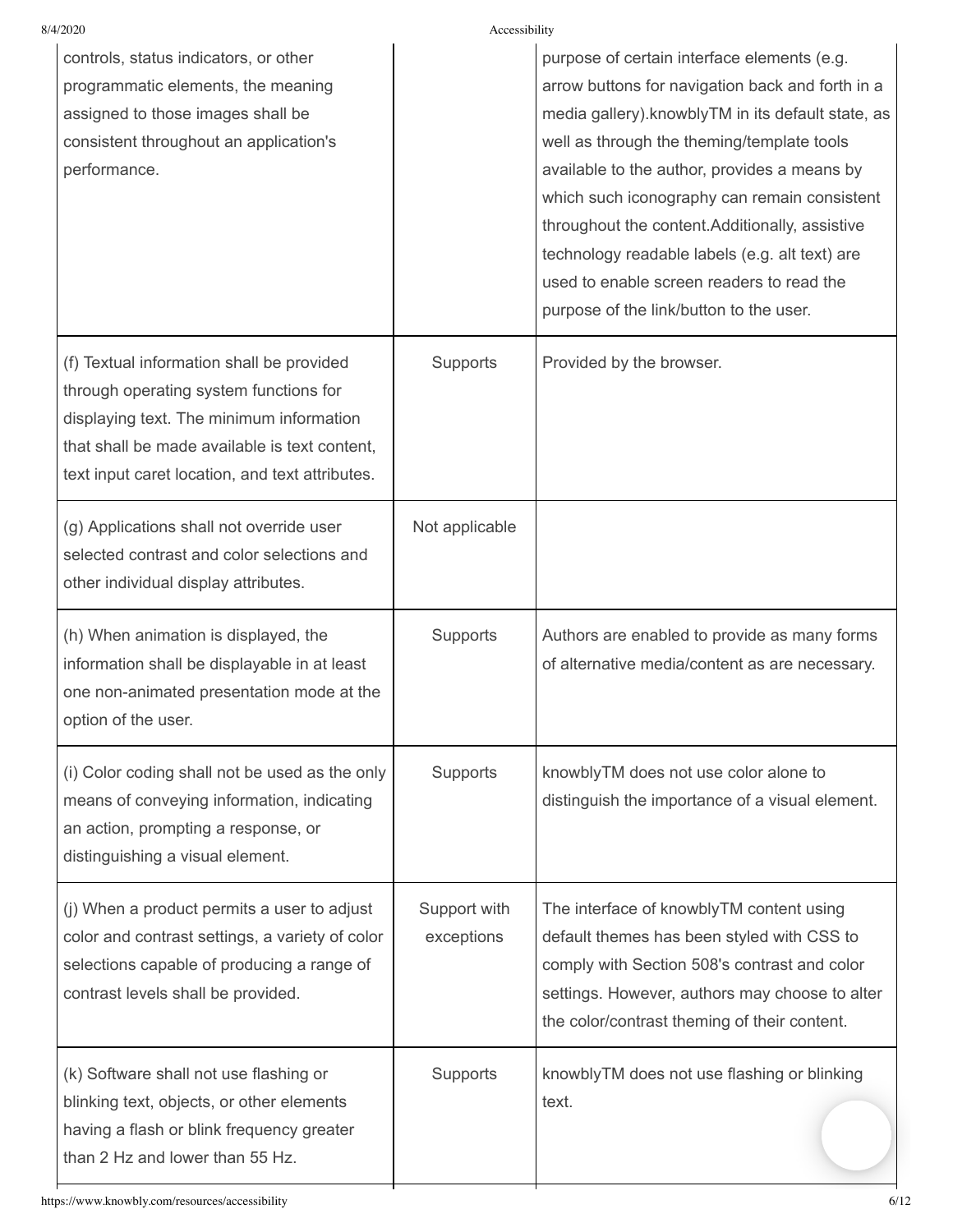| | | |
|---|---|---|
| controls, status indicators, or other programmatic elements, the meaning assigned to those images shall be consistent throughout an application's performance. | | purpose of certain interface elements (e.g. arrow buttons for navigation back and forth in a media gallery).knowblyTM in its default state, as well as through the theming/template tools available to the author, provides a means by which such iconography can remain consistent throughout the content.Additionally, assistive technology readable labels (e.g. alt text) are used to enable screen readers to read the purpose of the link/button to the user. |
| (f) Textual information shall be provided through operating system functions for displaying text. The minimum information that shall be made available is text content, text input caret location, and text attributes. | Supports | Provided by the browser. |
| (g) Applications shall not override user selected contrast and color selections and other individual display attributes. | Not applicable | |
| (h) When animation is displayed, the information shall be displayable in at least one non-animated presentation mode at the option of the user. | Supports | Authors are enabled to provide as many forms of alternative media/content as are necessary. |
| (i) Color coding shall not be used as the only means of conveying information, indicating an action, prompting a response, or distinguishing a visual element. | Supports | knowblyTM does not use color alone to distinguish the importance of a visual element. |
| (j) When a product permits a user to adjust color and contrast settings, a variety of color selections capable of producing a range of contrast levels shall be provided. | Support with exceptions | The interface of knowblyTM content using default themes has been styled with CSS to comply with Section 508's contrast and color settings. However, authors may choose to alter the color/contrast theming of their content. |
| (k) Software shall not use flashing or blinking text, objects, or other elements having a flash or blink frequency greater than 2 Hz and lower than 55 Hz. | Supports | knowblyTM does not use flashing or blinking text. |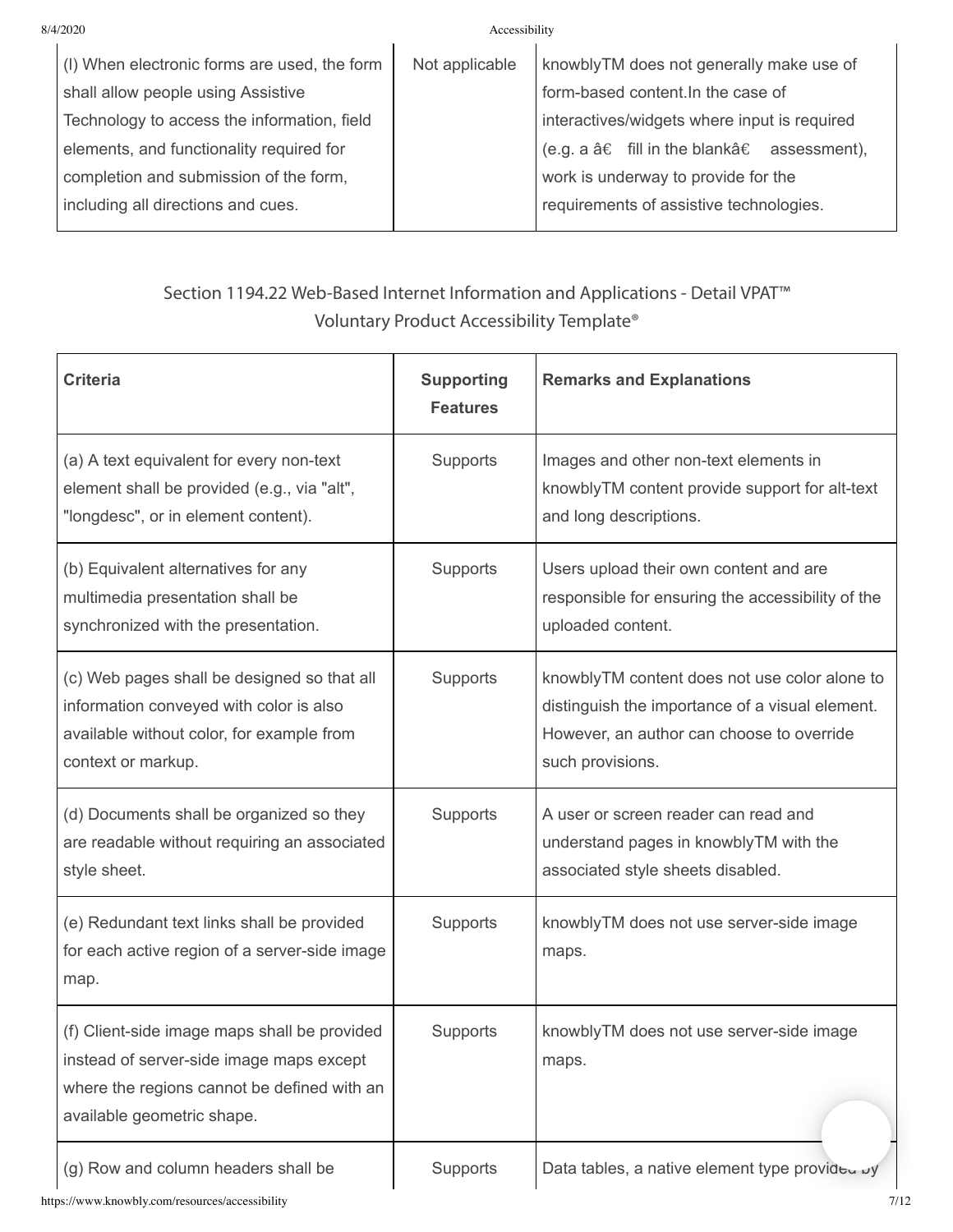| (l) When electronic forms are used, the form shall allow people using Assistive Technology to access the information, field elements, and functionality required for completion and submission of the form, including all directions and cues. | Not applicable | knowblyTM does not generally make use of form-based content.In the case of interactives/widgets where input is required (e.g. a â€ fill in the blankâ€ assessment), work is underway to provide for the requirements of assistive technologies. |
|---|---|---|

## Section 1194.22 Web-Based Internet Information and Applications - Detail VPAT™ Voluntary Product Accessibility Template®

| Criteria | Supporting Features | Remarks and Explanations |
|---|---|---|
| (a) A text equivalent for every non-text element shall be provided (e.g., via "alt", "longdesc", or in element content). | Supports | Images and other non-text elements in knowblyTM content provide support for alt-text and long descriptions. |
| (b) Equivalent alternatives for any multimedia presentation shall be synchronized with the presentation. | Supports | Users upload their own content and are responsible for ensuring the accessibility of the uploaded content. |
| (c) Web pages shall be designed so that all information conveyed with color is also available without color, for example from context or markup. | Supports | knowblyTM content does not use color alone to distinguish the importance of a visual element. However, an author can choose to override such provisions. |
| (d) Documents shall be organized so they are readable without requiring an associated style sheet. | Supports | A user or screen reader can read and understand pages in knowblyTM with the associated style sheets disabled. |
| (e) Redundant text links shall be provided for each active region of a server-side image map. | Supports | knowblyTM does not use server-side image maps. |
| (f) Client-side image maps shall be provided instead of server-side image maps except where the regions cannot be defined with an available geometric shape. | Supports | knowblyTM does not use server-side image maps. |
| (g) Row and column headers shall be | Supports | Data tables, a native element type provided by |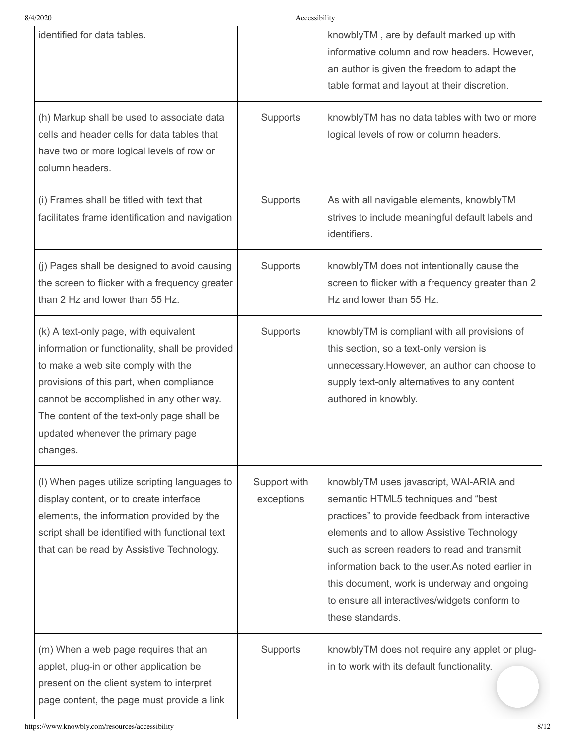| | | |
|---|---|---|
| identified for data tables. | | knowblyTM , are by default marked up with informative column and row headers. However, an author is given the freedom to adapt the table format and layout at their discretion. |
| (h) Markup shall be used to associate data cells and header cells for data tables that have two or more logical levels of row or column headers. | Supports | knowblyTM has no data tables with two or more logical levels of row or column headers. |
| (i) Frames shall be titled with text that facilitates frame identification and navigation | Supports | As with all navigable elements, knowblyTM strives to include meaningful default labels and identifiers. |
| (j) Pages shall be designed to avoid causing the screen to flicker with a frequency greater than 2 Hz and lower than 55 Hz. | Supports | knowblyTM does not intentionally cause the screen to flicker with a frequency greater than 2 Hz and lower than 55 Hz. |
| (k) A text-only page, with equivalent information or functionality, shall be provided to make a web site comply with the provisions of this part, when compliance cannot be accomplished in any other way. The content of the text-only page shall be updated whenever the primary page changes. | Supports | knowblyTM is compliant with all provisions of this section, so a text-only version is unnecessary.However, an author can choose to supply text-only alternatives to any content authored in knowbly. |
| (l) When pages utilize scripting languages to display content, or to create interface elements, the information provided by the script shall be identified with functional text that can be read by Assistive Technology. | Support with exceptions | knowblyTM uses javascript, WAI-ARIA and semantic HTML5 techniques and "best practices" to provide feedback from interactive elements and to allow Assistive Technology such as screen readers to read and transmit information back to the user.As noted earlier in this document, work is underway and ongoing to ensure all interactives/widgets conform to these standards. |
| (m) When a web page requires that an applet, plug-in or other application be present on the client system to interpret page content, the page must provide a link | Supports | knowblyTM does not require any applet or plug-in to work with its default functionality. |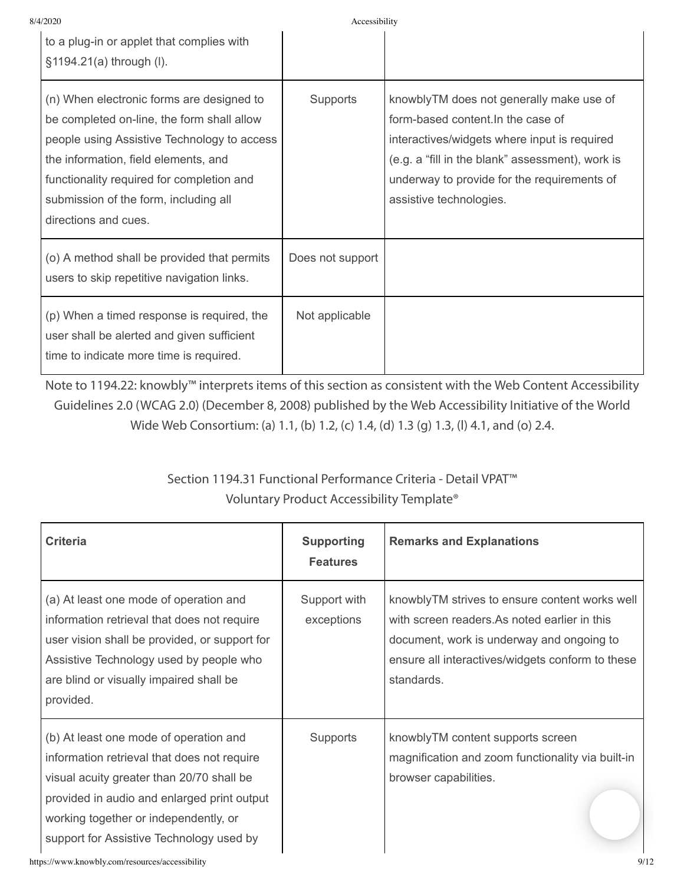| | | |
|---|---|---|
| to a plug-in or applet that complies with §1194.21(a) through (l). | | |
| (n) When electronic forms are designed to be completed on-line, the form shall allow people using Assistive Technology to access the information, field elements, and functionality required for completion and submission of the form, including all directions and cues. | Supports | knowblyTM does not generally make use of form-based content.In the case of interactives/widgets where input is required (e.g. a "fill in the blank" assessment), work is underway to provide for the requirements of assistive technologies. |
| (o) A method shall be provided that permits users to skip repetitive navigation links. | Does not support | |
| (p) When a timed response is required, the user shall be alerted and given sufficient time to indicate more time is required. | Not applicable | |

Note to 1194.22: knowbly™ interprets items of this section as consistent with the Web Content Accessibility Guidelines 2.0 (WCAG 2.0) (December 8, 2008) published by the Web Accessibility Initiative of the World Wide Web Consortium: (a) 1.1, (b) 1.2, (c) 1.4, (d) 1.3 (g) 1.3, (l) 4.1, and (o) 2.4.

Section 1194.31 Functional Performance Criteria - Detail VPAT™
Voluntary Product Accessibility Template®

| Criteria | Supporting Features | Remarks and Explanations |
|---|---|---|
| (a) At least one mode of operation and information retrieval that does not require user vision shall be provided, or support for Assistive Technology used by people who are blind or visually impaired shall be provided. | Support with exceptions | knowblyTM strives to ensure content works well with screen readers.As noted earlier in this document, work is underway and ongoing to ensure all interactives/widgets conform to these standards. |
| (b) At least one mode of operation and information retrieval that does not require visual acuity greater than 20/70 shall be provided in audio and enlarged print output working together or independently, or support for Assistive Technology used by | Supports | knowblyTM content supports screen magnification and zoom functionality via built-in browser capabilities. |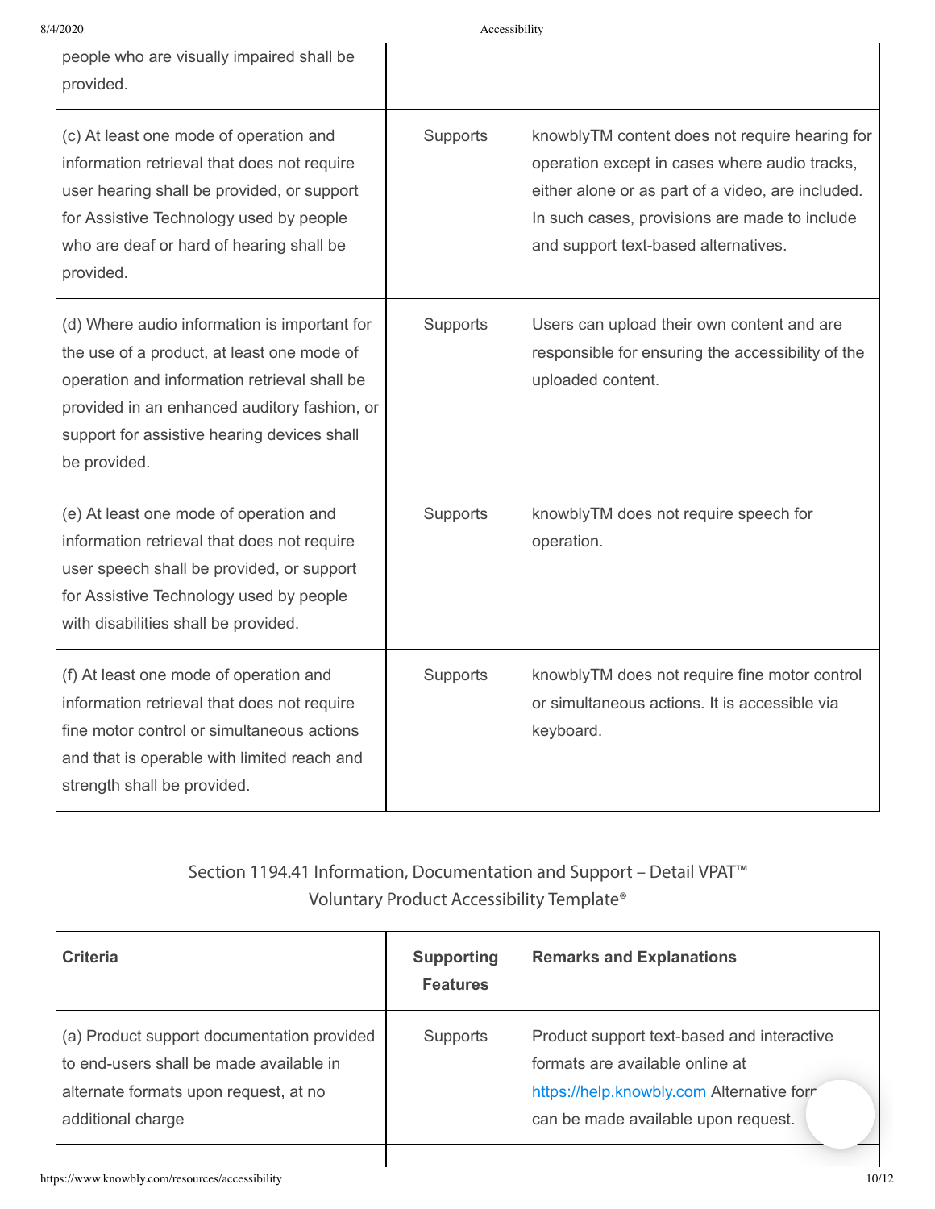| | | |
|---|---|---|
| people who are visually impaired shall be provided. | | |
| (c) At least one mode of operation and information retrieval that does not require user hearing shall be provided, or support for Assistive Technology used by people who are deaf or hard of hearing shall be provided. | Supports | knowblyTM content does not require hearing for operation except in cases where audio tracks, either alone or as part of a video, are included. In such cases, provisions are made to include and support text-based alternatives. |
| (d) Where audio information is important for the use of a product, at least one mode of operation and information retrieval shall be provided in an enhanced auditory fashion, or support for assistive hearing devices shall be provided. | Supports | Users can upload their own content and are responsible for ensuring the accessibility of the uploaded content. |
| (e) At least one mode of operation and information retrieval that does not require user speech shall be provided, or support for Assistive Technology used by people with disabilities shall be provided. | Supports | knowblyTM does not require speech for operation. |
| (f) At least one mode of operation and information retrieval that does not require fine motor control or simultaneous actions and that is operable with limited reach and strength shall be provided. | Supports | knowblyTM does not require fine motor control or simultaneous actions. It is accessible via keyboard. |

## Section 1194.41 Information, Documentation and Support – Detail VPAT™ Voluntary Product Accessibility Template®

| **Criteria** | **Supporting Features** | **Remarks and Explanations** |
|---|---|---|
| (a) Product support documentation provided to end-users shall be made available in alternate formats upon request, at no additional charge | Supports | Product support text-based and interactive formats are available online at https://help.knowbly.com Alternative forr can be made available upon request. |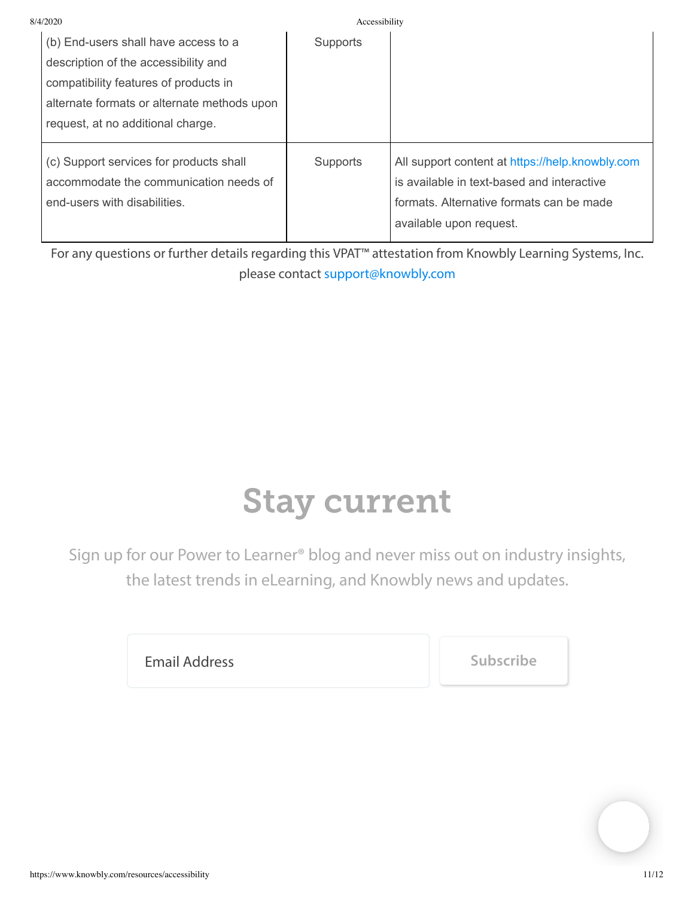| | | |
|---|---|---|
| (b) End-users shall have access to a description of the accessibility and compatibility features of products in alternate formats or alternate methods upon request, at no additional charge. | Supports | |
| (c) Support services for products shall accommodate the communication needs of end-users with disabilities. | Supports | All support content at https://help.knowbly.com is available in text-based and interactive formats. Alternative formats can be made available upon request. |

For any questions or further details regarding this VPAT™ attestation from Knowbly Learning Systems, Inc. please contact support@knowbly.com

# Stay current

Sign up for our Power to Learner® blog and never miss out on industry insights, the latest trends in eLearning, and Knowbly news and updates.

Email Address

Subscribe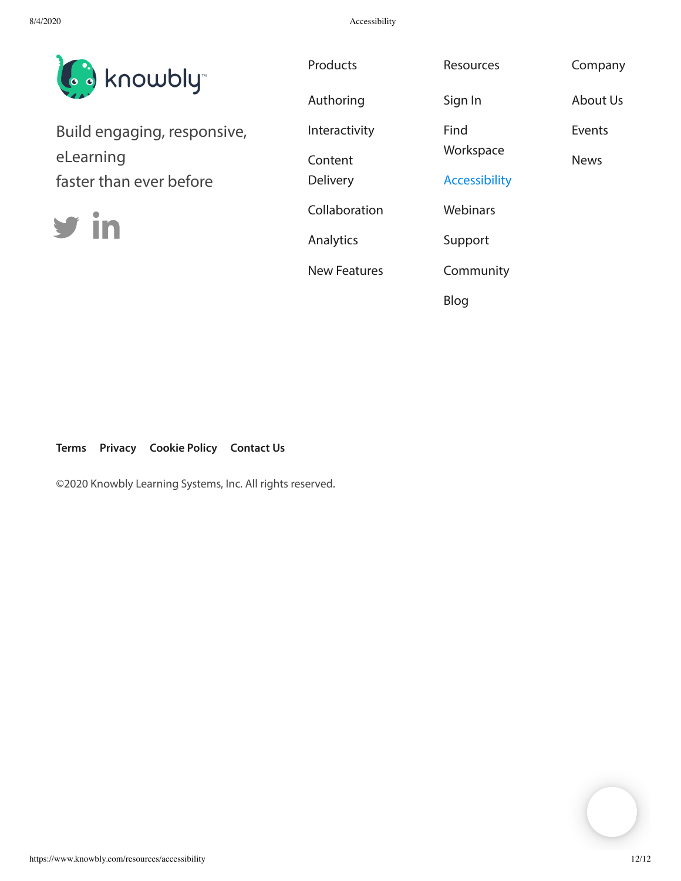knowbly™

Build engaging, responsive, eLearning
faster than ever before

Products

- Authoring
- Interactivity
- Content Delivery
- Collaboration
- Analytics
- New Features

Resources

- Sign In
- Find Workspace
- Accessibility
- Webinars
- Support
- Community
- Blog

Company

- About Us
- Events
- News

**Terms** **Privacy** **Cookie Policy** **Contact Us**

©2020 Knowbly Learning Systems, Inc. All rights reserved.